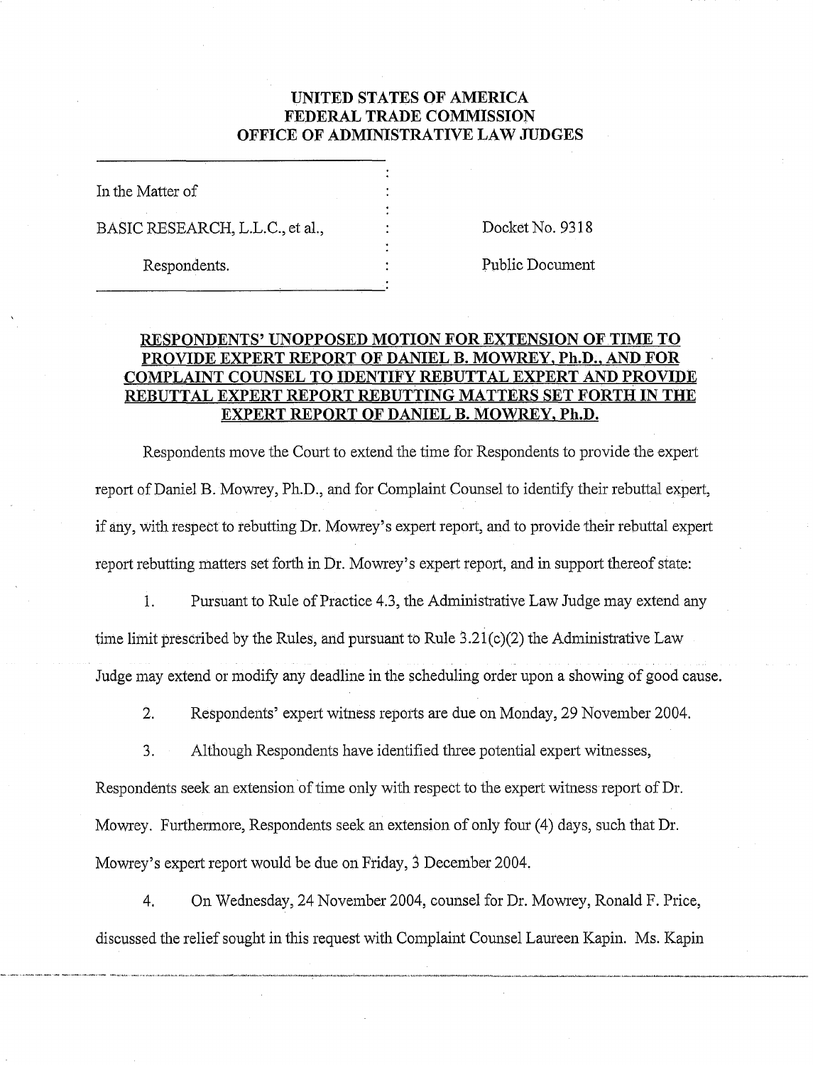**UNITED STATES OF AMERICA**
**FEDERAL TRADE COMMISSION**
**OFFICE OF ADMINISTRATIVE LAW JUDGES**

In the Matter of

BASIC RESEARCH, L.L.C., et al.,

Respondents.

Docket No. 9318

Public Document

**RESPONDENTS' UNOPPOSED MOTION FOR EXTENSION OF TIME TO PROVIDE EXPERT REPORT OF DANIEL B. MOWREY, Ph.D., AND FOR COMPLAINT COUNSEL TO IDENTIFY REBUTTAL EXPERT AND PROVIDE REBUTTAL EXPERT REPORT REBUTTING MATTERS SET FORTH IN THE EXPERT REPORT OF DANIEL B. MOWREY, Ph.D.**

Respondents move the Court to extend the time for Respondents to provide the expert report of Daniel B. Mowrey, Ph.D., and for Complaint Counsel to identify their rebuttal expert, if any, with respect to rebutting Dr. Mowrey's expert report, and to provide their rebuttal expert report rebutting matters set forth in Dr. Mowrey's expert report, and in support thereof state:

1. Pursuant to Rule of Practice 4.3, the Administrative Law Judge may extend any time limit prescribed by the Rules, and pursuant to Rule 3.21(c)(2) the Administrative Law Judge may extend or modify any deadline in the scheduling order upon a showing of good cause.

2. Respondents' expert witness reports are due on Monday, 29 November 2004.

3. Although Respondents have identified three potential expert witnesses, Respondents seek an extension of time only with respect to the expert witness report of Dr. Mowrey. Furthermore, Respondents seek an extension of only four (4) days, such that Dr. Mowrey's expert report would be due on Friday, 3 December 2004.

4. On Wednesday, 24 November 2004, counsel for Dr. Mowrey, Ronald F. Price, discussed the relief sought in this request with Complaint Counsel Laureen Kapin. Ms. Kapin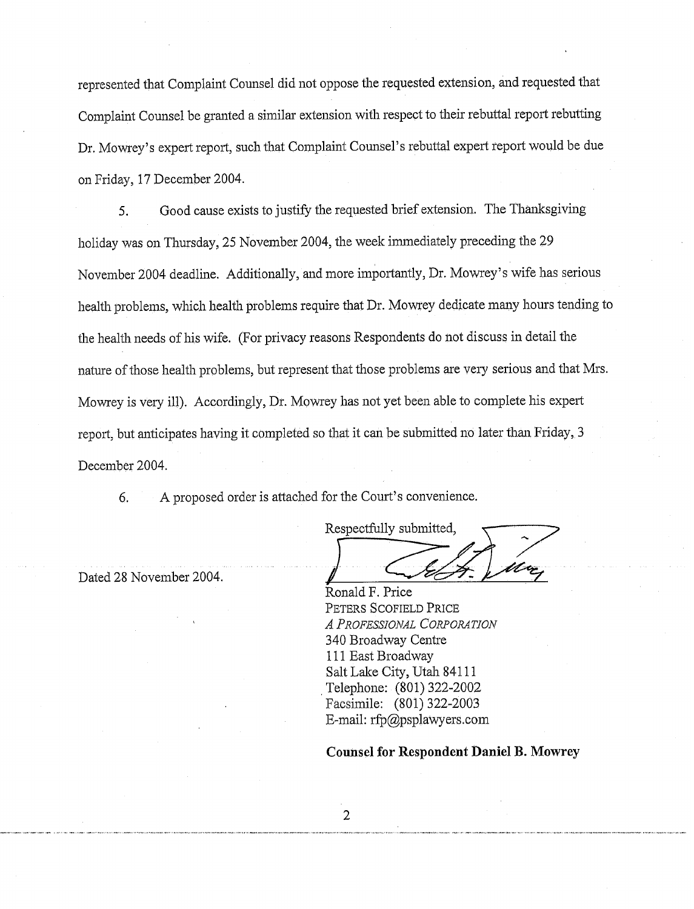represented that Complaint Counsel did not oppose the requested extension, and requested that Complaint Counsel be granted a similar extension with respect to their rebuttal report rebutting Dr. Mowrey's expert report, such that Complaint Counsel's rebuttal expert report would be due on Friday, 17 December 2004.

5. Good cause exists to justify the requested brief extension. The Thanksgiving holiday was on Thursday, 25 November 2004, the week immediately preceding the 29 November 2004 deadline. Additionally, and more importantly, Dr. Mowrey's wife has serious health problems, which health problems require that Dr. Mowrey dedicate many hours tending to the health needs of his wife. (For privacy reasons Respondents do not discuss in detail the nature of those health problems, but represent that those problems are very serious and that Mrs. Mowrey is very ill). Accordingly, Dr. Mowrey has not yet been able to complete his expert report, but anticipates having it completed so that it can be submitted no later than Friday, 3 December 2004.

6. A proposed order is attached for the Court's convenience.

Dated 28 November 2004.

Respectfully submitted,

Ronald F. Price
PETERS SCOFIELD PRICE
*A PROFESSIONAL CORPORATION*
340 Broadway Centre
111 East Broadway
Salt Lake City, Utah 84111
Telephone: (801) 322-2002
Facsimile: (801) 322-2003
E-mail: rfp@psplawyers.com

**Counsel for Respondent Daniel B. Mowrey**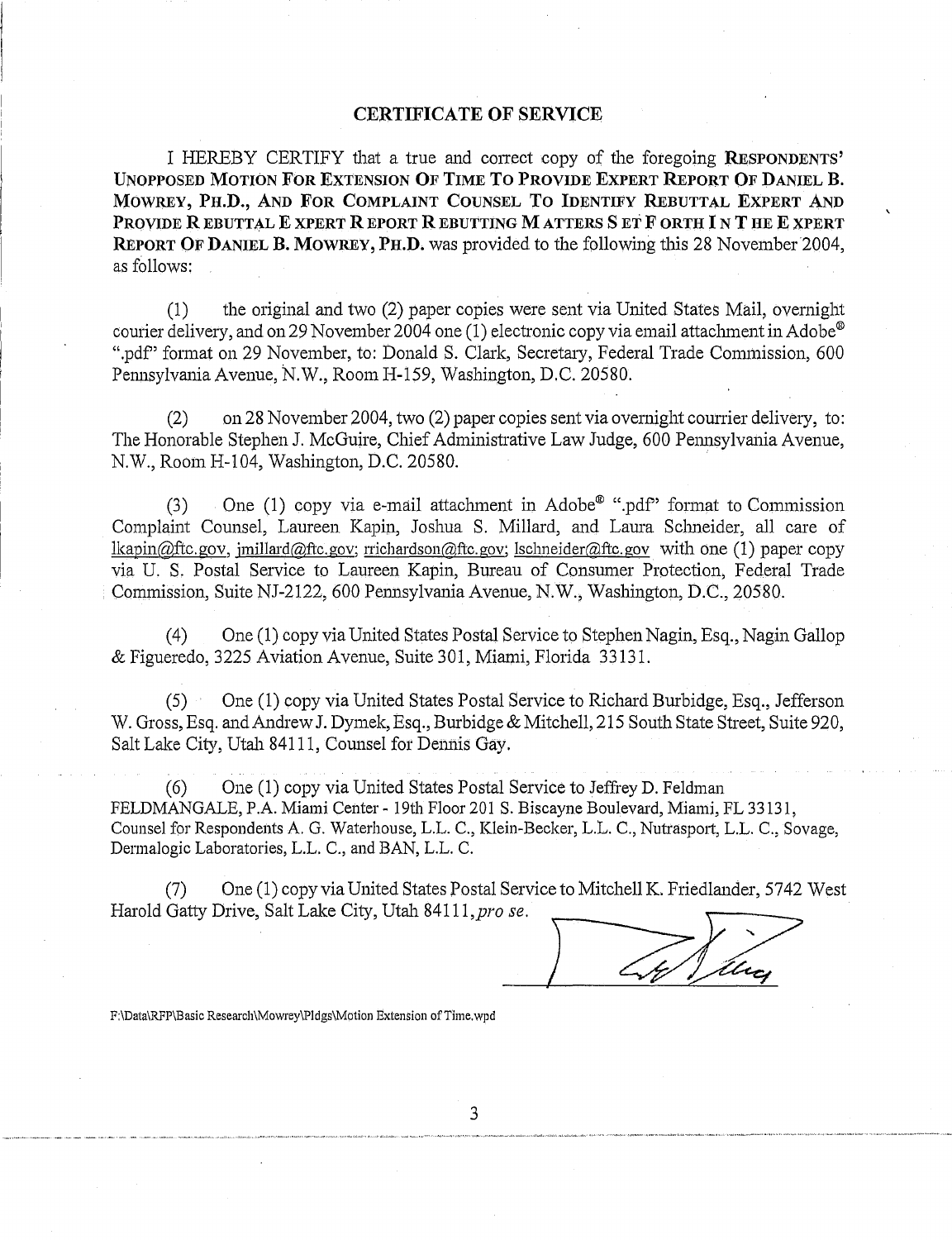# CERTIFICATE OF SERVICE

I HEREBY CERTIFY that a true and correct copy of the foregoing **RESPONDENTS' UNOPPOSED MOTION FOR EXTENSION OF TIME TO PROVIDE EXPERT REPORT OF DANIEL B. MOWREY, PH.D., AND FOR COMPLAINT COUNSEL TO IDENTIFY REBUTTAL EXPERT AND PROVIDE REBUTTAL EXPERT REPORT REBUTTING MATTERS SET FORTH IN THE EXPERT REPORT OF DANIEL B. MOWREY, PH.D.** was provided to the following this 28 November 2004, as follows:

(1) the original and two (2) paper copies were sent via United States Mail, overnight courier delivery, and on 29 November 2004 one (1) electronic copy via email attachment in Adobe® ".pdf" format on 29 November, to: Donald S. Clark, Secretary, Federal Trade Commission, 600 Pennsylvania Avenue, N.W., Room H-159, Washington, D.C. 20580.

(2) on 28 November 2004, two (2) paper copies sent via overnight courier delivery, to: The Honorable Stephen J. McGuire, Chief Administrative Law Judge, 600 Pennsylvania Avenue, N.W., Room H-104, Washington, D.C. 20580.

(3) One (1) copy via e-mail attachment in Adobe® ".pdf" format to Commission Complaint Counsel, Laureen Kapin, Joshua S. Millard, and Laura Schneider, all care of lkapin@ftc.gov, jmillard@ftc.gov; rrichardson@ftc.gov; lschneider@ftc.gov with one (1) paper copy via U. S. Postal Service to Laureen Kapin, Bureau of Consumer Protection, Federal Trade Commission, Suite NJ-2122, 600 Pennsylvania Avenue, N.W., Washington, D.C., 20580.

(4) One (1) copy via United States Postal Service to Stephen Nagin, Esq., Nagin Gallop & Figueredo, 3225 Aviation Avenue, Suite 301, Miami, Florida 33131.

(5) One (1) copy via United States Postal Service to Richard Burbidge, Esq., Jefferson W. Gross, Esq. and Andrew J. Dymek, Esq., Burbidge & Mitchell, 215 South State Street, Suite 920, Salt Lake City, Utah 84111, Counsel for Dennis Gay.

(6) One (1) copy via United States Postal Service to Jeffrey D. Feldman FELDMANGALE, P.A. Miami Center - 19th Floor 201 S. Biscayne Boulevard, Miami, FL 33131, Counsel for Respondents A. G. Waterhouse, L.L. C., Klein-Becker, L.L. C., Nutrasport, L.L. C., Sovage, Dermalogic Laboratories, L.L. C., and BAN, L.L. C.

(7) One (1) copy via United States Postal Service to Mitchell K. Friedlander, 5742 West Harold Gatty Drive, Salt Lake City, Utah 84111, *pro se*.

F:\Data\RFP\Basic Research\Mowrey\Pldgs\Motion Extension of Time.wpd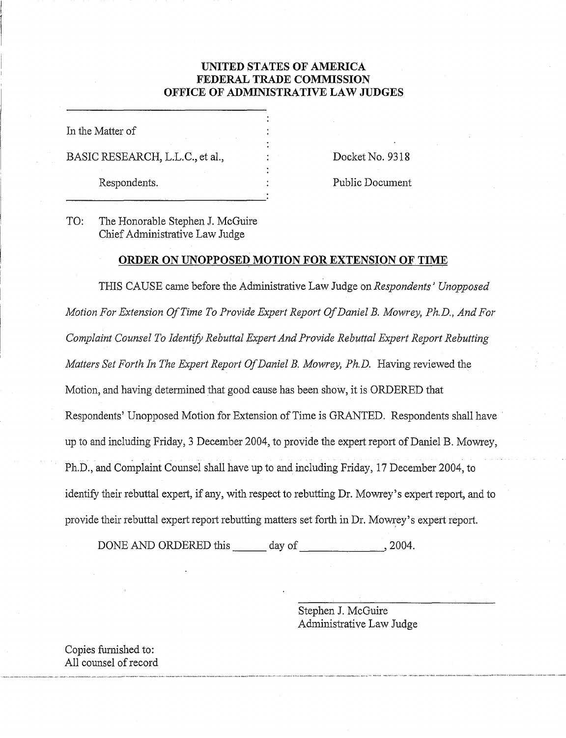**UNITED STATES OF AMERICA**
**FEDERAL TRADE COMMISSION**
**OFFICE OF ADMINISTRATIVE LAW JUDGES**

| | |
|---|---|
| In the Matter of | |
| BASIC RESEARCH, L.L.C., et al., | Docket No. 9318 |
| Respondents. | Public Document |

TO: The Honorable Stephen J. McGuire
Chief Administrative Law Judge

**ORDER ON UNOPPOSED MOTION FOR EXTENSION OF TIME**

THIS CAUSE came before the Administrative Law Judge on *Respondents' Unopposed Motion For Extension Of Time To Provide Expert Report Of Daniel B. Mowrey, Ph.D., And For Complaint Counsel To Identify Rebuttal Expert And Provide Rebuttal Expert Report Rebutting Matters Set Forth In The Expert Report Of Daniel B. Mowrey, Ph.D.* Having reviewed the Motion, and having determined that good cause has been show, it is ORDERED that Respondents' Unopposed Motion for Extension of Time is GRANTED. Respondents shall have up to and including Friday, 3 December 2004, to provide the expert report of Daniel B. Mowrey, Ph.D., and Complaint Counsel shall have up to and including Friday, 17 December 2004, to identify their rebuttal expert, if any, with respect to rebutting Dr. Mowrey's expert report, and to provide their rebuttal expert report rebutting matters set forth in Dr. Mowrey's expert report.

DONE AND ORDERED this ______ day of ______________, 2004.

Stephen J. McGuire
Administrative Law Judge

Copies furnished to:
All counsel of record